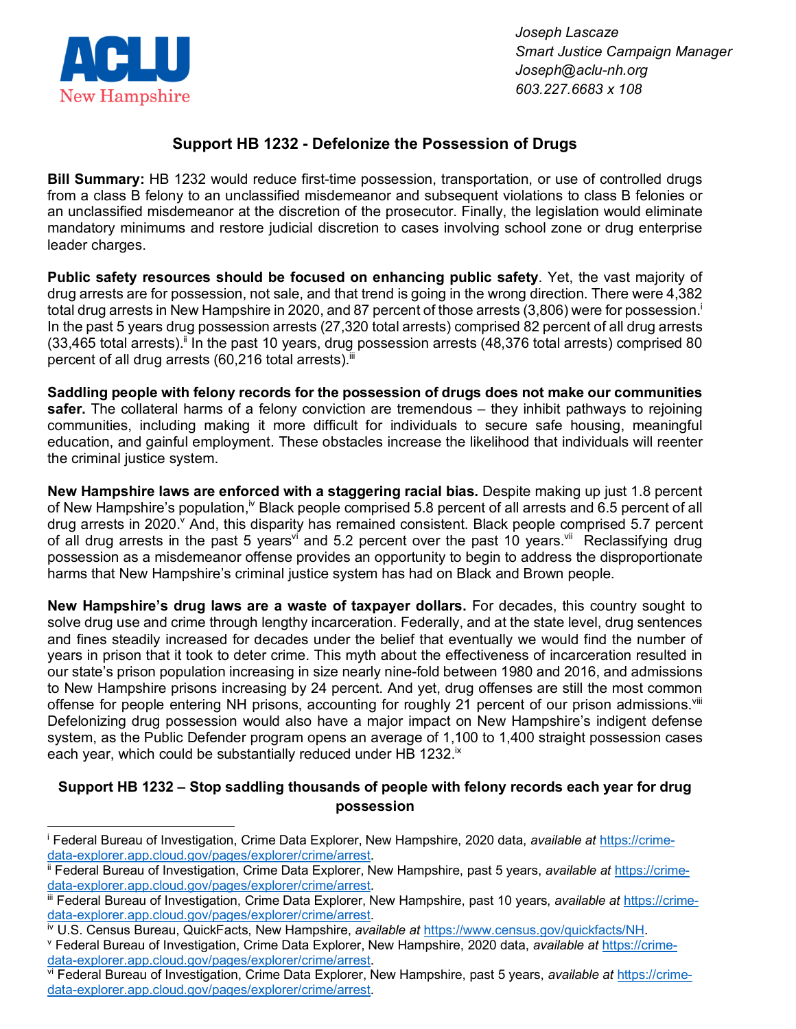ACLU New Hampshire

*Joseph Lascaze*
*Smart Justice Campaign Manager*
*Joseph@aclu-nh.org*
*603.227.6683 x 108*

## Support HB 1232 - Defelonize the Possession of Drugs

**Bill Summary:** HB 1232 would reduce first-time possession, transportation, or use of controlled drugs from a class B felony to an unclassified misdemeanor and subsequent violations to class B felonies or an unclassified misdemeanor at the discretion of the prosecutor. Finally, the legislation would eliminate mandatory minimums and restore judicial discretion to cases involving school zone or drug enterprise leader charges.

**Public safety resources should be focused on enhancing public safety**. Yet, the vast majority of drug arrests are for possession, not sale, and that trend is going in the wrong direction. There were 4,382 total drug arrests in New Hampshire in 2020, and 87 percent of those arrests (3,806) were for possession.[i] In the past 5 years drug possession arrests (27,320 total arrests) comprised 82 percent of all drug arrests (33,465 total arrests).[ii] In the past 10 years, drug possession arrests (48,376 total arrests) comprised 80 percent of all drug arrests (60,216 total arrests).[iii]

**Saddling people with felony records for the possession of drugs does not make our communities safer.** The collateral harms of a felony conviction are tremendous – they inhibit pathways to rejoining communities, including making it more difficult for individuals to secure safe housing, meaningful education, and gainful employment. These obstacles increase the likelihood that individuals will reenter the criminal justice system.

**New Hampshire laws are enforced with a staggering racial bias.** Despite making up just 1.8 percent of New Hampshire's population,[iv] Black people comprised 5.8 percent of all arrests and 6.5 percent of all drug arrests in 2020.[v] And, this disparity has remained consistent. Black people comprised 5.7 percent of all drug arrests in the past 5 years[vi] and 5.2 percent over the past 10 years.[vii] Reclassifying drug possession as a misdemeanor offense provides an opportunity to begin to address the disproportionate harms that New Hampshire's criminal justice system has had on Black and Brown people.

**New Hampshire's drug laws are a waste of taxpayer dollars.** For decades, this country sought to solve drug use and crime through lengthy incarceration. Federally, and at the state level, drug sentences and fines steadily increased for decades under the belief that eventually we would find the number of years in prison that it took to deter crime. This myth about the effectiveness of incarceration resulted in our state's prison population increasing in size nearly nine-fold between 1980 and 2016, and admissions to New Hampshire prisons increasing by 24 percent. And yet, drug offenses are still the most common offense for people entering NH prisons, accounting for roughly 21 percent of our prison admissions.[viii] Defelonizing drug possession would also have a major impact on New Hampshire's indigent defense system, as the Public Defender program opens an average of 1,100 to 1,400 straight possession cases each year, which could be substantially reduced under HB 1232.[ix]

### Support HB 1232 – Stop saddling thousands of people with felony records each year for drug possession

---

[i] Federal Bureau of Investigation, Crime Data Explorer, New Hampshire, 2020 data, *available at* https://crime-data-explorer.app.cloud.gov/pages/explorer/crime/arrest.

[ii] Federal Bureau of Investigation, Crime Data Explorer, New Hampshire, past 5 years, *available at* https://crime-data-explorer.app.cloud.gov/pages/explorer/crime/arrest.

[iii] Federal Bureau of Investigation, Crime Data Explorer, New Hampshire, past 10 years, *available at* https://crime-data-explorer.app.cloud.gov/pages/explorer/crime/arrest.

[iv] U.S. Census Bureau, QuickFacts, New Hampshire, *available at* https://www.census.gov/quickfacts/NH.

[v] Federal Bureau of Investigation, Crime Data Explorer, New Hampshire, 2020 data, *available at* https://crime-data-explorer.app.cloud.gov/pages/explorer/crime/arrest.

[vi] Federal Bureau of Investigation, Crime Data Explorer, New Hampshire, past 5 years, *available at* https://crime-data-explorer.app.cloud.gov/pages/explorer/crime/arrest.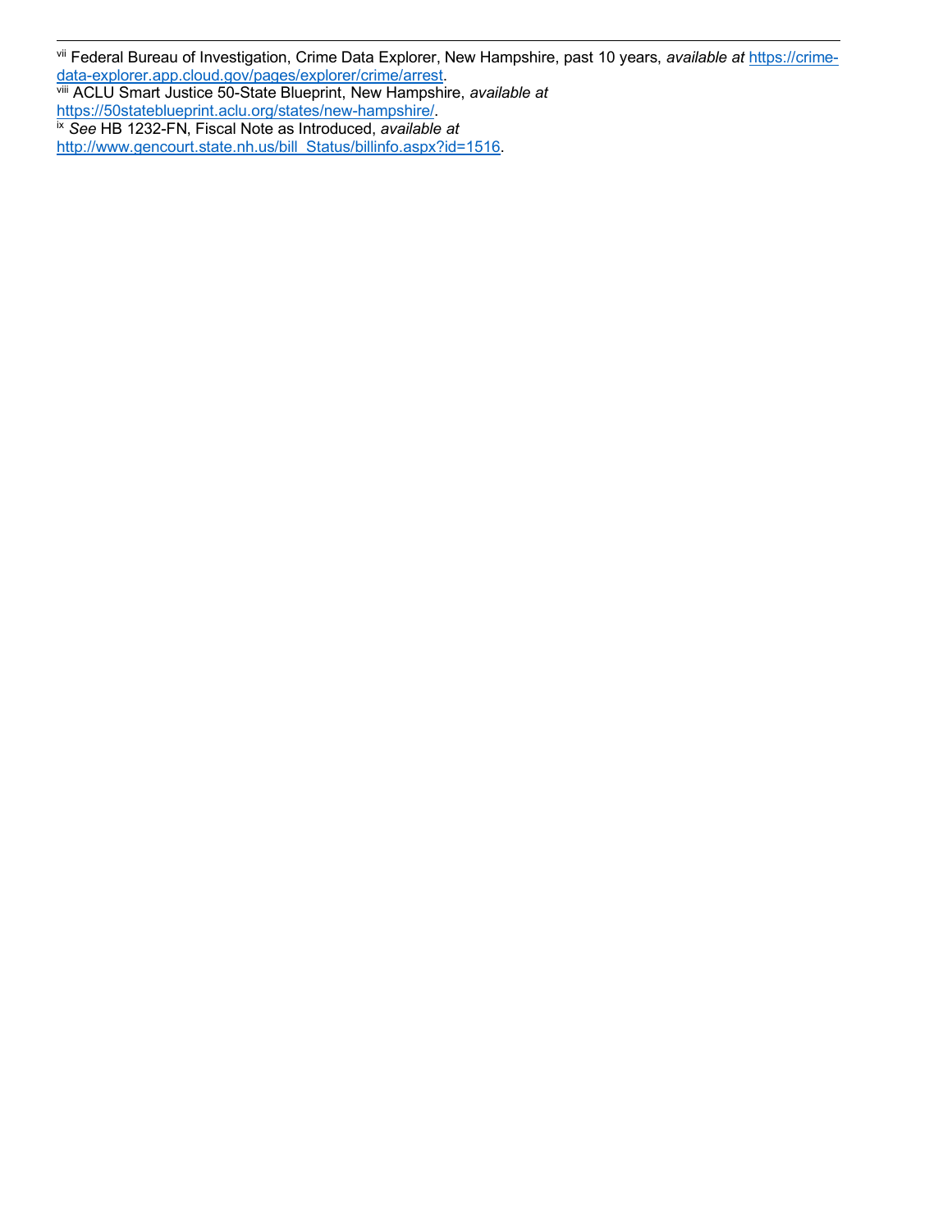---

[vii] Federal Bureau of Investigation, Crime Data Explorer, New Hampshire, past 10 years, *available at* https://crime-data-explorer.app.cloud.gov/pages/explorer/crime/arrest.

[viii] ACLU Smart Justice 50-State Blueprint, New Hampshire, *available at* https://50stateblueprint.aclu.org/states/new-hampshire/.

[ix] *See* HB 1232-FN, Fiscal Note as Introduced, *available at* http://www.gencourt.state.nh.us/bill_Status/billinfo.aspx?id=1516.